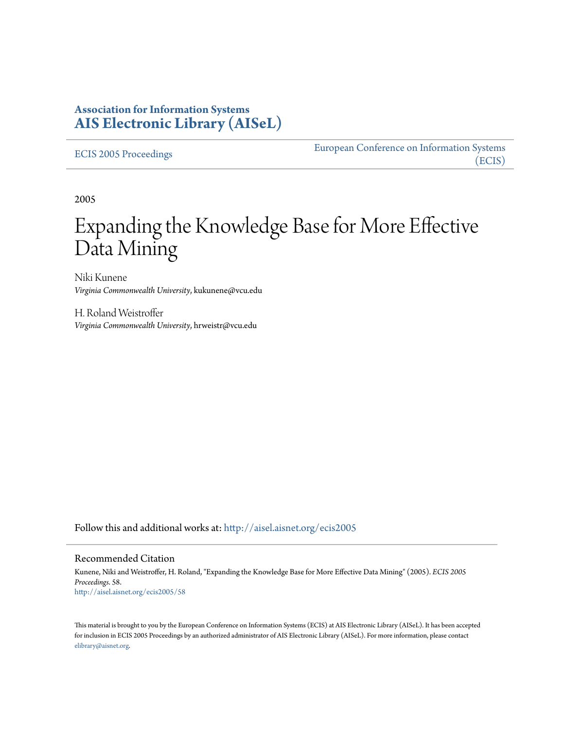**Association for Information Systems**
**AIS Electronic Library (AISeL)**

ECIS 2005 Proceedings | European Conference on Information Systems (ECIS)

2005

# Expanding the Knowledge Base for More Effective Data Mining

Niki Kunene
*Virginia Commonwealth University*, kukunene@vcu.edu

H. Roland Weistroffer
*Virginia Commonwealth University*, hrweistr@vcu.edu

Follow this and additional works at: http://aisel.aisnet.org/ecis2005

## Recommended Citation

Kunene, Niki and Weistroffer, H. Roland, "Expanding the Knowledge Base for More Effective Data Mining" (2005). *ECIS 2005 Proceedings*. 58.
http://aisel.aisnet.org/ecis2005/58

This material is brought to you by the European Conference on Information Systems (ECIS) at AIS Electronic Library (AISeL). It has been accepted for inclusion in ECIS 2005 Proceedings by an authorized administrator of AIS Electronic Library (AISeL). For more information, please contact elibrary@aisnet.org.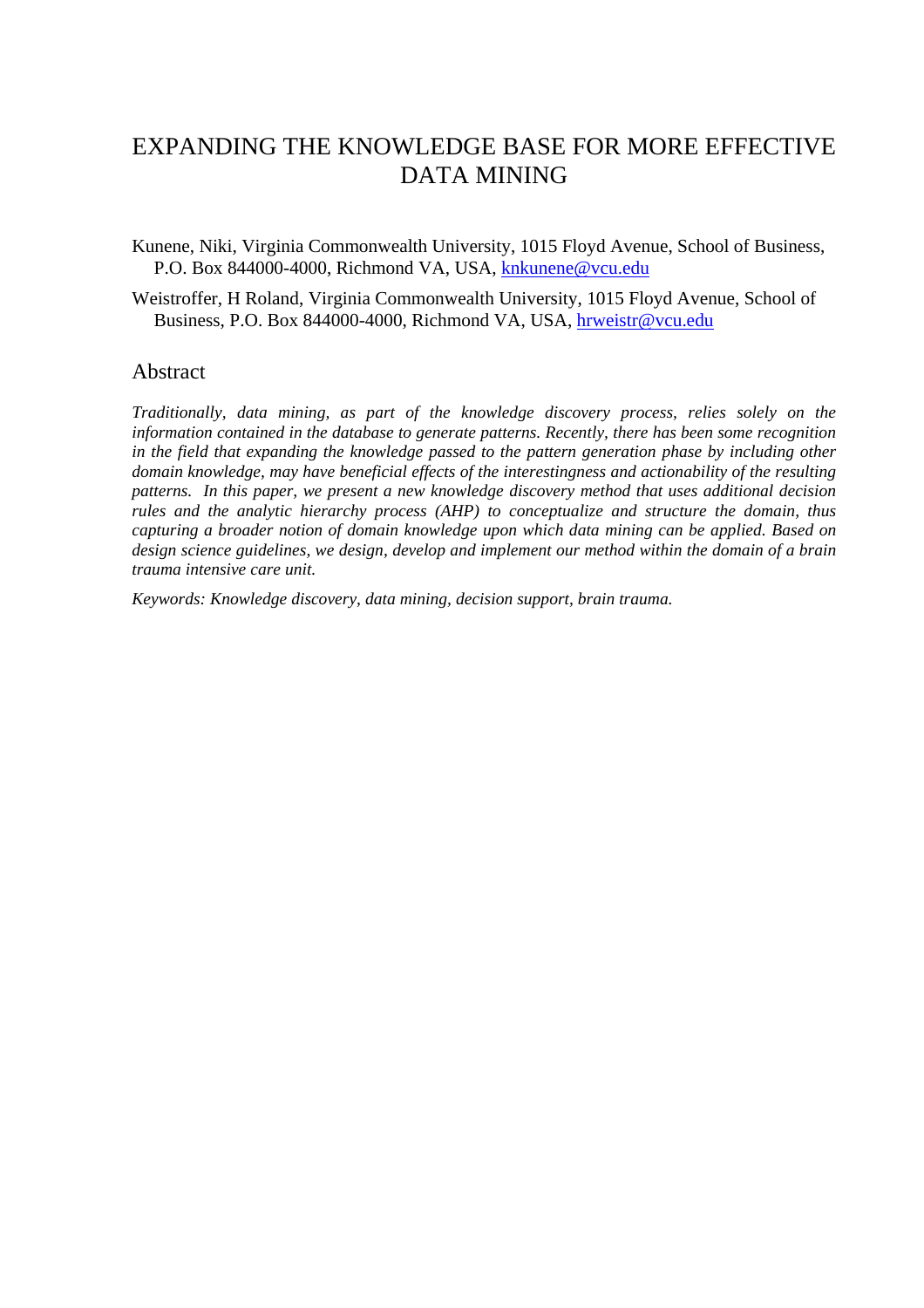# EXPANDING THE KNOWLEDGE BASE FOR MORE EFFECTIVE DATA MINING

Kunene, Niki, Virginia Commonwealth University, 1015 Floyd Avenue, School of Business, P.O. Box 844000-4000, Richmond VA, USA, knkunene@vcu.edu

Weistroffer, H Roland, Virginia Commonwealth University, 1015 Floyd Avenue, School of Business, P.O. Box 844000-4000, Richmond VA, USA, hrweistr@vcu.edu

## Abstract

*Traditionally, data mining, as part of the knowledge discovery process, relies solely on the information contained in the database to generate patterns. Recently, there has been some recognition in the field that expanding the knowledge passed to the pattern generation phase by including other domain knowledge, may have beneficial effects of the interestingness and actionability of the resulting patterns. In this paper, we present a new knowledge discovery method that uses additional decision rules and the analytic hierarchy process (AHP) to conceptualize and structure the domain, thus capturing a broader notion of domain knowledge upon which data mining can be applied. Based on design science guidelines, we design, develop and implement our method within the domain of a brain trauma intensive care unit.*

*Keywords: Knowledge discovery, data mining, decision support, brain trauma.*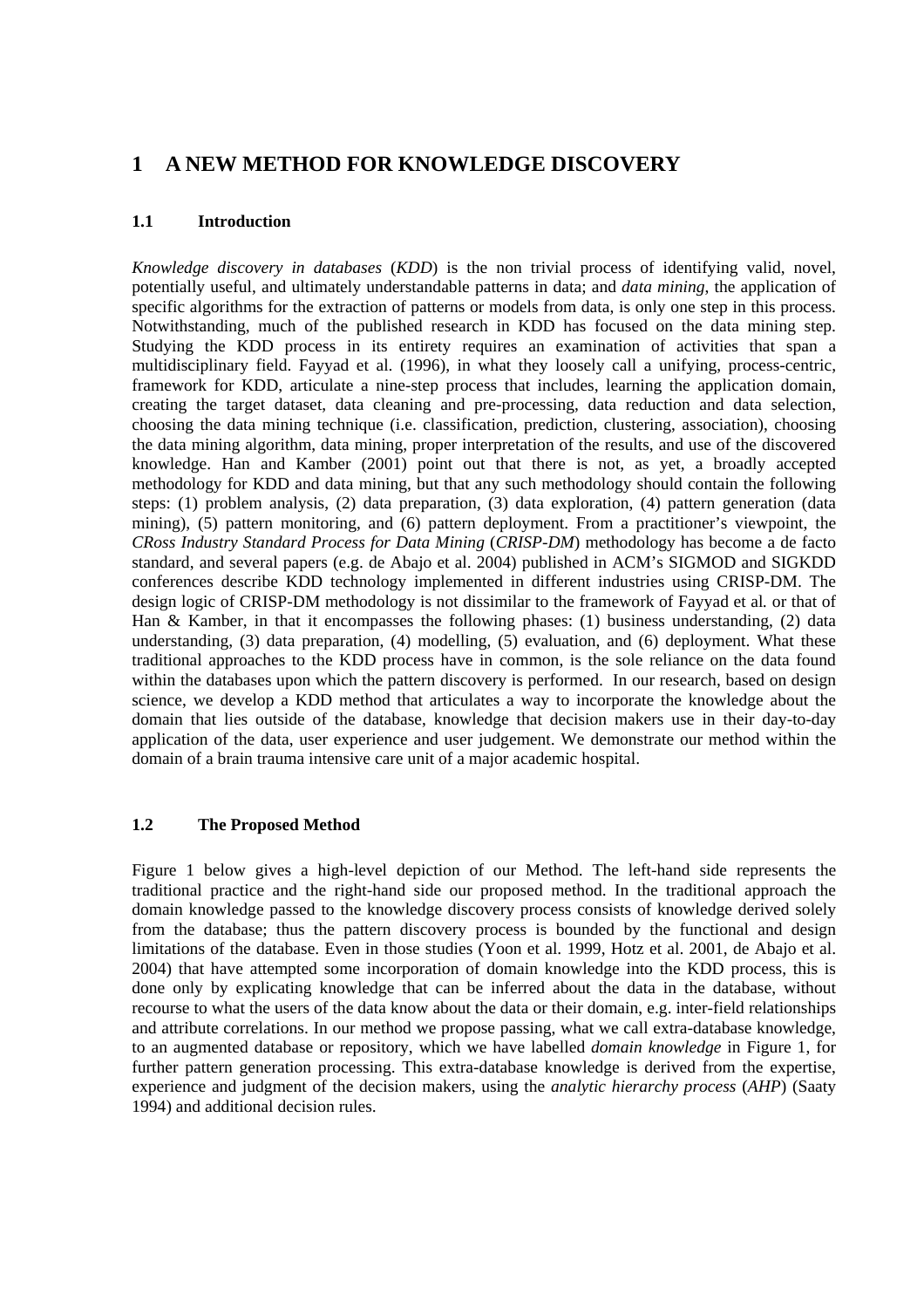# 1 A NEW METHOD FOR KNOWLEDGE DISCOVERY

## 1.1 Introduction

*Knowledge discovery in databases* (*KDD*) is the non trivial process of identifying valid, novel, potentially useful, and ultimately understandable patterns in data; and *data mining*, the application of specific algorithms for the extraction of patterns or models from data, is only one step in this process. Notwithstanding, much of the published research in KDD has focused on the data mining step. Studying the KDD process in its entirety requires an examination of activities that span a multidisciplinary field. Fayyad et al. (1996), in what they loosely call a unifying, process-centric, framework for KDD, articulate a nine-step process that includes, learning the application domain, creating the target dataset, data cleaning and pre-processing, data reduction and data selection, choosing the data mining technique (i.e. classification, prediction, clustering, association), choosing the data mining algorithm, data mining, proper interpretation of the results, and use of the discovered knowledge. Han and Kamber (2001) point out that there is not, as yet, a broadly accepted methodology for KDD and data mining, but that any such methodology should contain the following steps: (1) problem analysis, (2) data preparation, (3) data exploration, (4) pattern generation (data mining), (5) pattern monitoring, and (6) pattern deployment. From a practitioner's viewpoint, the *CRoss Industry Standard Process for Data Mining* (*CRISP-DM*) methodology has become a de facto standard, and several papers (e.g. de Abajo et al. 2004) published in ACM's SIGMOD and SIGKDD conferences describe KDD technology implemented in different industries using CRISP-DM. The design logic of CRISP-DM methodology is not dissimilar to the framework of Fayyad et al. or that of Han & Kamber, in that it encompasses the following phases: (1) business understanding, (2) data understanding, (3) data preparation, (4) modelling, (5) evaluation, and (6) deployment. What these traditional approaches to the KDD process have in common, is the sole reliance on the data found within the databases upon which the pattern discovery is performed. In our research, based on design science, we develop a KDD method that articulates a way to incorporate the knowledge about the domain that lies outside of the database, knowledge that decision makers use in their day-to-day application of the data, user experience and user judgement. We demonstrate our method within the domain of a brain trauma intensive care unit of a major academic hospital.

## 1.2 The Proposed Method

Figure 1 below gives a high-level depiction of our Method. The left-hand side represents the traditional practice and the right-hand side our proposed method. In the traditional approach the domain knowledge passed to the knowledge discovery process consists of knowledge derived solely from the database; thus the pattern discovery process is bounded by the functional and design limitations of the database. Even in those studies (Yoon et al. 1999, Hotz et al. 2001, de Abajo et al. 2004) that have attempted some incorporation of domain knowledge into the KDD process, this is done only by explicating knowledge that can be inferred about the data in the database, without recourse to what the users of the data know about the data or their domain, e.g. inter-field relationships and attribute correlations. In our method we propose passing, what we call extra-database knowledge, to an augmented database or repository, which we have labelled *domain knowledge* in Figure 1, for further pattern generation processing. This extra-database knowledge is derived from the expertise, experience and judgment of the decision makers, using the *analytic hierarchy process* (*AHP*) (Saaty 1994) and additional decision rules.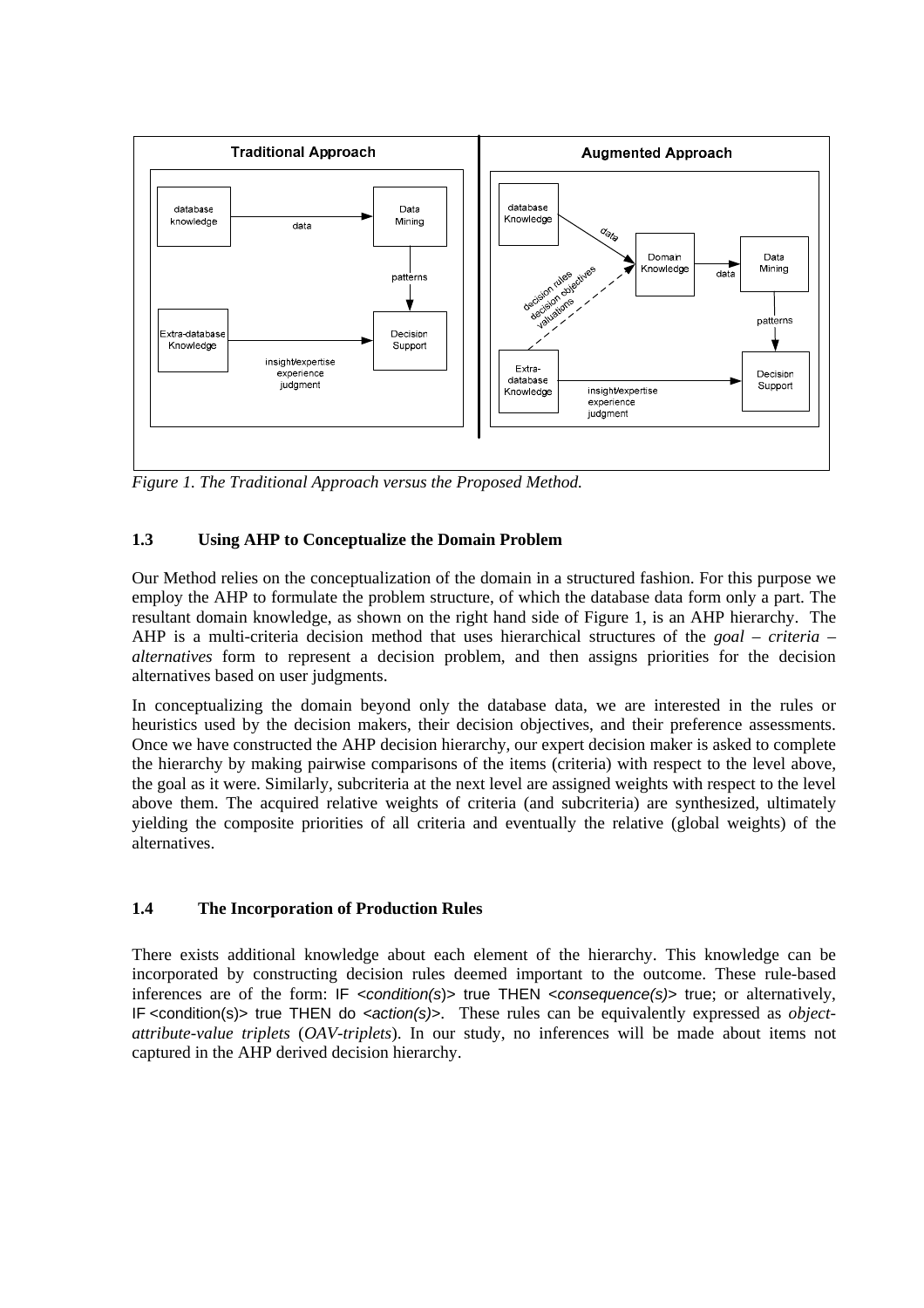*Figure 1. The Traditional Approach versus the Proposed Method.*

### 1.3 Using AHP to Conceptualize the Domain Problem

Our Method relies on the conceptualization of the domain in a structured fashion. For this purpose we employ the AHP to formulate the problem structure, of which the database data form only a part. The resultant domain knowledge, as shown on the right hand side of Figure 1, is an AHP hierarchy. The AHP is a multi-criteria decision method that uses hierarchical structures of the *goal – criteria – alternatives* form to represent a decision problem, and then assigns priorities for the decision alternatives based on user judgments.

In conceptualizing the domain beyond only the database data, we are interested in the rules or heuristics used by the decision makers, their decision objectives, and their preference assessments. Once we have constructed the AHP decision hierarchy, our expert decision maker is asked to complete the hierarchy by making pairwise comparisons of the items (criteria) with respect to the level above, the goal as it were. Similarly, subcriteria at the next level are assigned weights with respect to the level above them. The acquired relative weights of criteria (and subcriteria) are synthesized, ultimately yielding the composite priorities of all criteria and eventually the relative (global weights) of the alternatives.

### 1.4 The Incorporation of Production Rules

There exists additional knowledge about each element of the hierarchy. This knowledge can be incorporated by constructing decision rules deemed important to the outcome. These rule-based inferences are of the form: IF <*condition(s)*> true THEN <*consequence(s)*> true; or alternatively, IF <condition(s)> true THEN do <*action(s)*>. These rules can be equivalently expressed as *object-attribute-value triplets* (*OAV-triplets*). In our study, no inferences will be made about items not captured in the AHP derived decision hierarchy.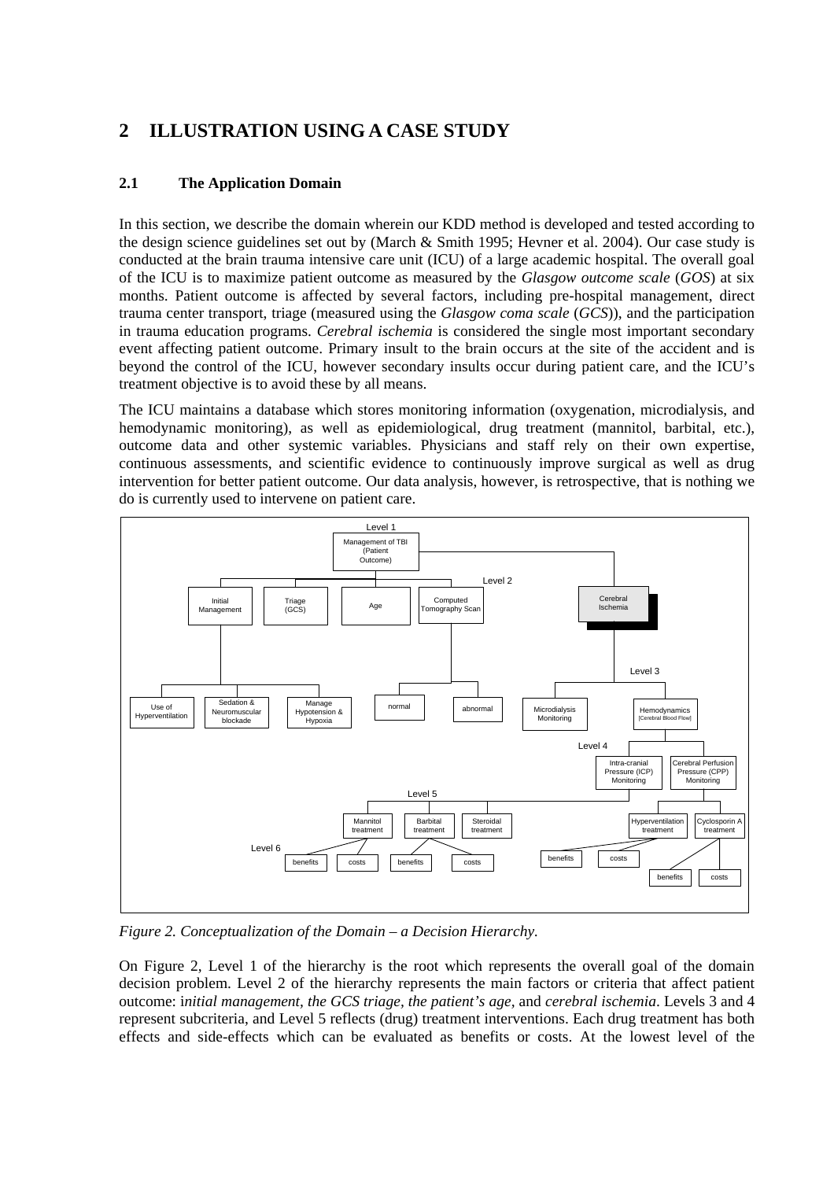# 2 ILLUSTRATION USING A CASE STUDY

## 2.1 The Application Domain

In this section, we describe the domain wherein our KDD method is developed and tested according to the design science guidelines set out by (March & Smith 1995; Hevner et al. 2004). Our case study is conducted at the brain trauma intensive care unit (ICU) of a large academic hospital. The overall goal of the ICU is to maximize patient outcome as measured by the *Glasgow outcome scale* (*GOS*) at six months. Patient outcome is affected by several factors, including pre-hospital management, direct trauma center transport, triage (measured using the *Glasgow coma scale* (*GCS*)), and the participation in trauma education programs. *Cerebral ischemia* is considered the single most important secondary event affecting patient outcome. Primary insult to the brain occurs at the site of the accident and is beyond the control of the ICU, however secondary insults occur during patient care, and the ICU's treatment objective is to avoid these by all means.

The ICU maintains a database which stores monitoring information (oxygenation, microdialysis, and hemodynamic monitoring), as well as epidemiological, drug treatment (mannitol, barbital, etc.), outcome data and other systemic variables. Physicians and staff rely on their own expertise, continuous assessments, and scientific evidence to continuously improve surgical as well as drug intervention for better patient outcome. Our data analysis, however, is retrospective, that is nothing we do is currently used to intervene on patient care.

*Figure 2. Conceptualization of the Domain – a Decision Hierarchy.*

On Figure 2, Level 1 of the hierarchy is the root which represents the overall goal of the domain decision problem. Level 2 of the hierarchy represents the main factors or criteria that affect patient outcome: i*nitial management, the GCS triage, the patient's age,* and *cerebral ischemia*. Levels 3 and 4 represent subcriteria, and Level 5 reflects (drug) treatment interventions. Each drug treatment has both effects and side-effects which can be evaluated as benefits or costs. At the lowest level of the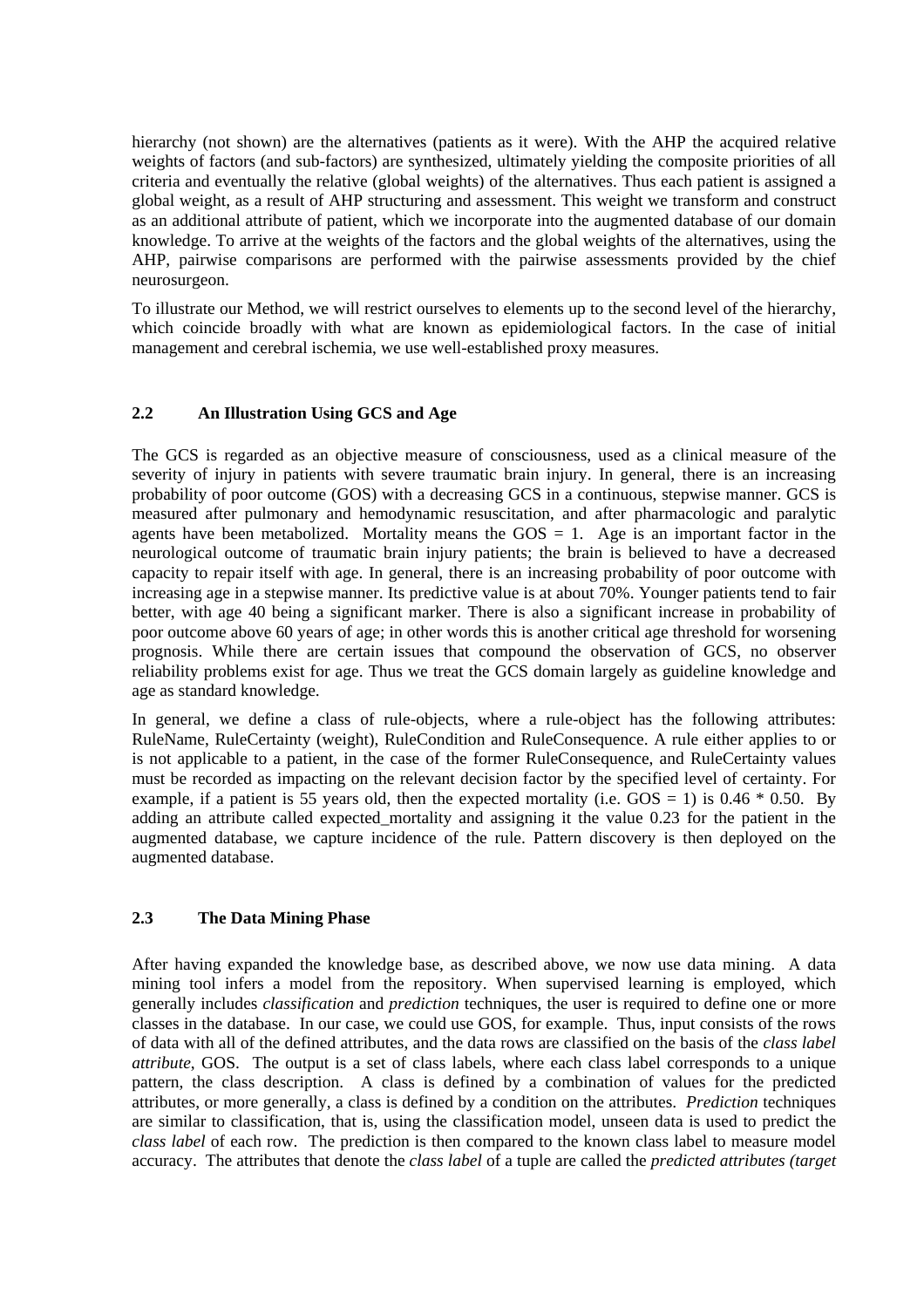hierarchy (not shown) are the alternatives (patients as it were). With the AHP the acquired relative weights of factors (and sub-factors) are synthesized, ultimately yielding the composite priorities of all criteria and eventually the relative (global weights) of the alternatives. Thus each patient is assigned a global weight, as a result of AHP structuring and assessment. This weight we transform and construct as an additional attribute of patient, which we incorporate into the augmented database of our domain knowledge. To arrive at the weights of the factors and the global weights of the alternatives, using the AHP, pairwise comparisons are performed with the pairwise assessments provided by the chief neurosurgeon.

To illustrate our Method, we will restrict ourselves to elements up to the second level of the hierarchy, which coincide broadly with what are known as epidemiological factors. In the case of initial management and cerebral ischemia, we use well-established proxy measures.

### 2.2 An Illustration Using GCS and Age

The GCS is regarded as an objective measure of consciousness, used as a clinical measure of the severity of injury in patients with severe traumatic brain injury. In general, there is an increasing probability of poor outcome (GOS) with a decreasing GCS in a continuous, stepwise manner. GCS is measured after pulmonary and hemodynamic resuscitation, and after pharmacologic and paralytic agents have been metabolized. Mortality means the GOS = 1. Age is an important factor in the neurological outcome of traumatic brain injury patients; the brain is believed to have a decreased capacity to repair itself with age. In general, there is an increasing probability of poor outcome with increasing age in a stepwise manner. Its predictive value is at about 70%. Younger patients tend to fair better, with age 40 being a significant marker. There is also a significant increase in probability of poor outcome above 60 years of age; in other words this is another critical age threshold for worsening prognosis. While there are certain issues that compound the observation of GCS, no observer reliability problems exist for age. Thus we treat the GCS domain largely as guideline knowledge and age as standard knowledge.

In general, we define a class of rule-objects, where a rule-object has the following attributes: RuleName, RuleCertainty (weight), RuleCondition and RuleConsequence. A rule either applies to or is not applicable to a patient, in the case of the former RuleConsequence, and RuleCertainty values must be recorded as impacting on the relevant decision factor by the specified level of certainty. For example, if a patient is 55 years old, then the expected mortality (i.e. GOS = 1) is 0.46 * 0.50. By adding an attribute called expected_mortality and assigning it the value 0.23 for the patient in the augmented database, we capture incidence of the rule. Pattern discovery is then deployed on the augmented database.

### 2.3 The Data Mining Phase

After having expanded the knowledge base, as described above, we now use data mining. A data mining tool infers a model from the repository. When supervised learning is employed, which generally includes *classification* and *prediction* techniques, the user is required to define one or more classes in the database. In our case, we could use GOS, for example. Thus, input consists of the rows of data with all of the defined attributes, and the data rows are classified on the basis of the *class label attribute*, GOS. The output is a set of class labels, where each class label corresponds to a unique pattern, the class description. A class is defined by a combination of values for the predicted attributes, or more generally, a class is defined by a condition on the attributes. *Prediction* techniques are similar to classification, that is, using the classification model, unseen data is used to predict the *class label* of each row. The prediction is then compared to the known class label to measure model accuracy. The attributes that denote the *class label* of a tuple are called the *predicted attributes (target*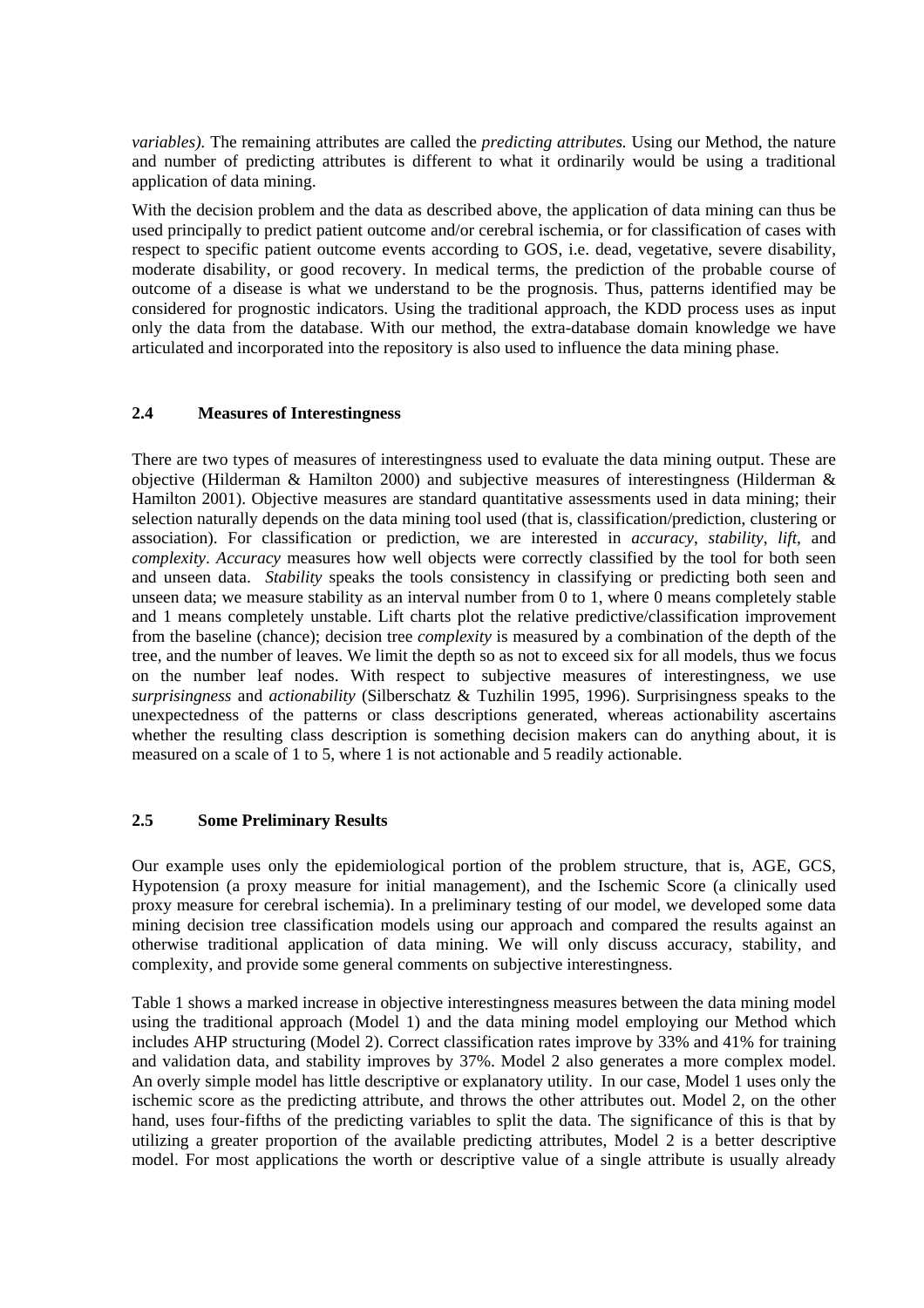*variables)*. The remaining attributes are called the *predicting attributes.* Using our Method, the nature and number of predicting attributes is different to what it ordinarily would be using a traditional application of data mining.

With the decision problem and the data as described above, the application of data mining can thus be used principally to predict patient outcome and/or cerebral ischemia, or for classification of cases with respect to specific patient outcome events according to GOS, i.e. dead, vegetative, severe disability, moderate disability, or good recovery. In medical terms, the prediction of the probable course of outcome of a disease is what we understand to be the prognosis. Thus, patterns identified may be considered for prognostic indicators. Using the traditional approach, the KDD process uses as input only the data from the database. With our method, the extra-database domain knowledge we have articulated and incorporated into the repository is also used to influence the data mining phase.

### 2.4 Measures of Interestingness

There are two types of measures of interestingness used to evaluate the data mining output. These are objective (Hilderman & Hamilton 2000) and subjective measures of interestingness (Hilderman & Hamilton 2001). Objective measures are standard quantitative assessments used in data mining; their selection naturally depends on the data mining tool used (that is, classification/prediction, clustering or association). For classification or prediction, we are interested in *accuracy*, *stability*, *lift*, and *complexity*. *Accuracy* measures how well objects were correctly classified by the tool for both seen and unseen data. *Stability* speaks the tools consistency in classifying or predicting both seen and unseen data; we measure stability as an interval number from 0 to 1, where 0 means completely stable and 1 means completely unstable. Lift charts plot the relative predictive/classification improvement from the baseline (chance); decision tree *complexity* is measured by a combination of the depth of the tree, and the number of leaves. We limit the depth so as not to exceed six for all models, thus we focus on the number leaf nodes. With respect to subjective measures of interestingness, we use *surprisingness* and *actionability* (Silberschatz & Tuzhilin 1995, 1996). Surprisingness speaks to the unexpectedness of the patterns or class descriptions generated, whereas actionability ascertains whether the resulting class description is something decision makers can do anything about, it is measured on a scale of 1 to 5, where 1 is not actionable and 5 readily actionable.

### 2.5 Some Preliminary Results

Our example uses only the epidemiological portion of the problem structure, that is, AGE, GCS, Hypotension (a proxy measure for initial management), and the Ischemic Score (a clinically used proxy measure for cerebral ischemia). In a preliminary testing of our model, we developed some data mining decision tree classification models using our approach and compared the results against an otherwise traditional application of data mining. We will only discuss accuracy, stability, and complexity, and provide some general comments on subjective interestingness.

Table 1 shows a marked increase in objective interestingness measures between the data mining model using the traditional approach (Model 1) and the data mining model employing our Method which includes AHP structuring (Model 2). Correct classification rates improve by 33% and 41% for training and validation data, and stability improves by 37%. Model 2 also generates a more complex model. An overly simple model has little descriptive or explanatory utility. In our case, Model 1 uses only the ischemic score as the predicting attribute, and throws the other attributes out. Model 2, on the other hand, uses four-fifths of the predicting variables to split the data. The significance of this is that by utilizing a greater proportion of the available predicting attributes, Model 2 is a better descriptive model. For most applications the worth or descriptive value of a single attribute is usually already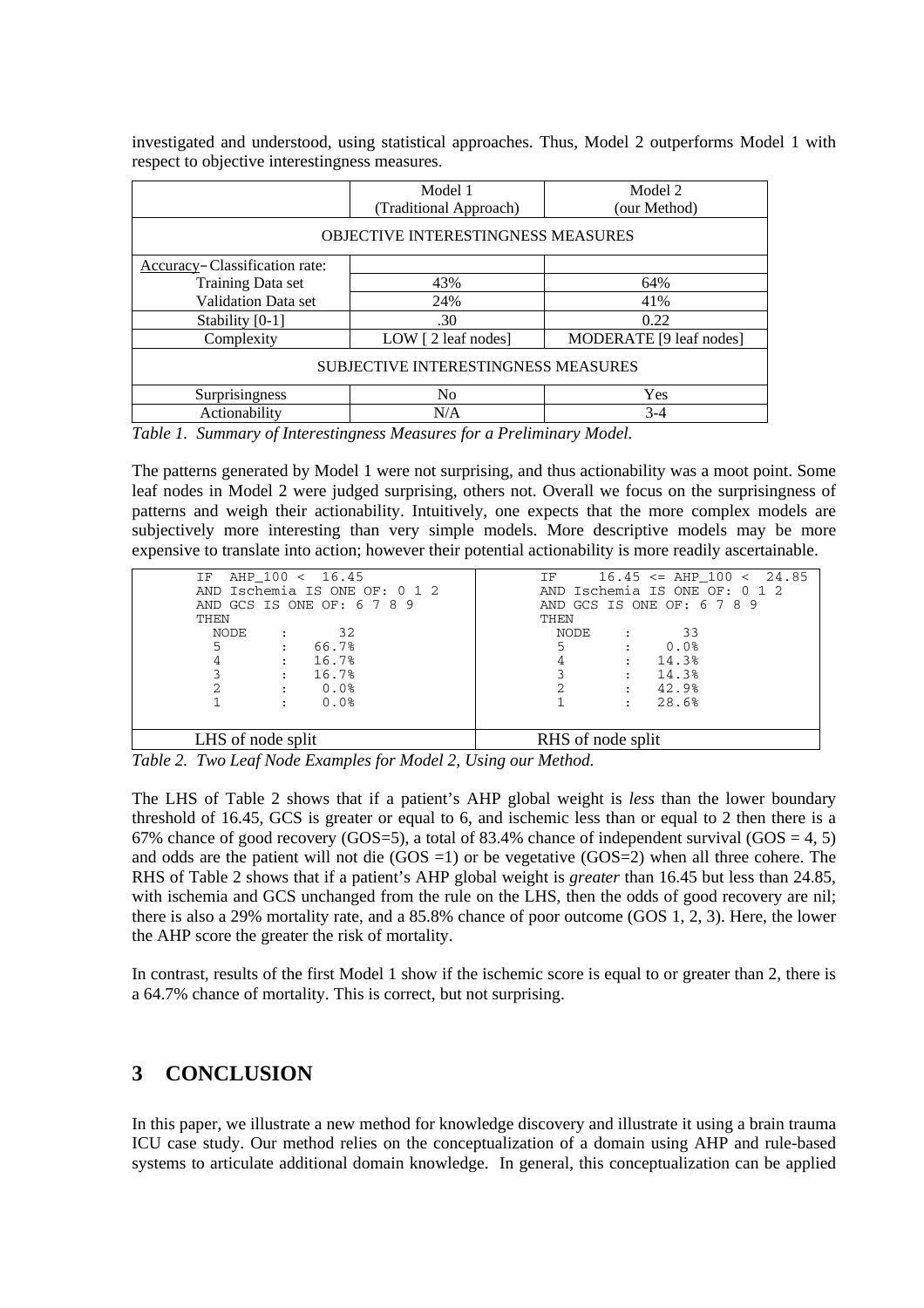investigated and understood, using statistical approaches. Thus, Model 2 outperforms Model 1 with respect to objective interestingness measures.

| | Model 1 (Traditional Approach) | Model 2 (our Method) |
|---|---|---|
| OBJECTIVE INTERESTINGNESS MEASURES | | |
| Accuracy–Classification rate: | | |
| Training Data set | 43% | 64% |
| Validation Data set | 24% | 41% |
| Stability [0-1] | .30 | 0.22 |
| Complexity | LOW [ 2 leaf nodes] | MODERATE [9 leaf nodes] |
| SUBJECTIVE INTERESTINGNESS MEASURES | | |
| Surprisingness | No | Yes |
| Actionability | N/A | 3-4 |

*Table 1. Summary of Interestingness Measures for a Preliminary Model.*

The patterns generated by Model 1 were not surprising, and thus actionability was a moot point. Some leaf nodes in Model 2 were judged surprising, others not. Overall we focus on the surprisingness of patterns and weigh their actionability. Intuitively, one expects that the more complex models are subjectively more interesting than very simple models. More descriptive models may be more expensive to translate into action; however their potential actionability is more readily ascertainable.

| LHS of node split | RHS of node split |
|---|---|
| IF AHP_100 < 16.45<br>AND Ischemia IS ONE OF: 0 1 2<br>AND GCS IS ONE OF: 6 7 8 9<br>THEN<br>NODE : 32<br>5 : 66.7%<br>4 : 16.7%<br>3 : 16.7%<br>2 : 0.0%<br>1 : 0.0% | IF 16.45 <= AHP_100 < 24.85<br>AND Ischemia IS ONE OF: 0 1 2<br>AND GCS IS ONE OF: 6 7 8 9<br>THEN<br>NODE : 33<br>5 : 0.0%<br>4 : 14.3%<br>3 : 14.3%<br>2 : 42.9%<br>1 : 28.6% |

*Table 2. Two Leaf Node Examples for Model 2, Using our Method.*

The LHS of Table 2 shows that if a patient's AHP global weight is *less* than the lower boundary threshold of 16.45, GCS is greater or equal to 6, and ischemic less than or equal to 2 then there is a 67% chance of good recovery (GOS=5), a total of 83.4% chance of independent survival (GOS = 4, 5) and odds are the patient will not die (GOS =1) or be vegetative (GOS=2) when all three cohere. The RHS of Table 2 shows that if a patient's AHP global weight is *greater* than 16.45 but less than 24.85, with ischemia and GCS unchanged from the rule on the LHS, then the odds of good recovery are nil; there is also a 29% mortality rate, and a 85.8% chance of poor outcome (GOS 1, 2, 3). Here, the lower the AHP score the greater the risk of mortality.

In contrast, results of the first Model 1 show if the ischemic score is equal to or greater than 2, there is a 64.7% chance of mortality. This is correct, but not surprising.

## 3 CONCLUSION

In this paper, we illustrate a new method for knowledge discovery and illustrate it using a brain trauma ICU case study. Our method relies on the conceptualization of a domain using AHP and rule-based systems to articulate additional domain knowledge. In general, this conceptualization can be applied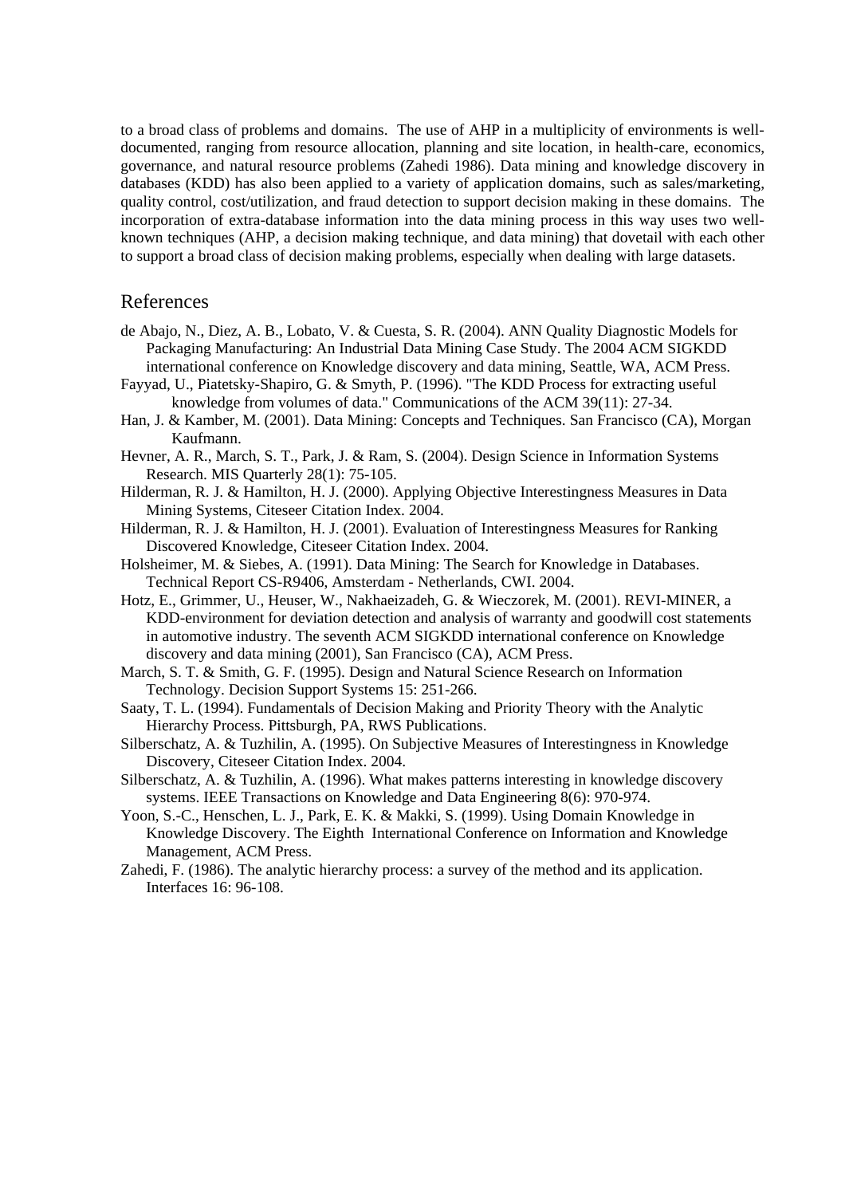to a broad class of problems and domains. The use of AHP in a multiplicity of environments is well-documented, ranging from resource allocation, planning and site location, in health-care, economics, governance, and natural resource problems (Zahedi 1986). Data mining and knowledge discovery in databases (KDD) has also been applied to a variety of application domains, such as sales/marketing, quality control, cost/utilization, and fraud detection to support decision making in these domains. The incorporation of extra-database information into the data mining process in this way uses two well-known techniques (AHP, a decision making technique, and data mining) that dovetail with each other to support a broad class of decision making problems, especially when dealing with large datasets.

## References

de Abajo, N., Diez, A. B., Lobato, V. & Cuesta, S. R. (2004). ANN Quality Diagnostic Models for Packaging Manufacturing: An Industrial Data Mining Case Study. The 2004 ACM SIGKDD international conference on Knowledge discovery and data mining, Seattle, WA, ACM Press.

Fayyad, U., Piatetsky-Shapiro, G. & Smyth, P. (1996). "The KDD Process for extracting useful knowledge from volumes of data." Communications of the ACM 39(11): 27-34.

Han, J. & Kamber, M. (2001). Data Mining: Concepts and Techniques. San Francisco (CA), Morgan Kaufmann.

Hevner, A. R., March, S. T., Park, J. & Ram, S. (2004). Design Science in Information Systems Research. MIS Quarterly 28(1): 75-105.

Hilderman, R. J. & Hamilton, H. J. (2000). Applying Objective Interestingness Measures in Data Mining Systems, Citeseer Citation Index. 2004.

Hilderman, R. J. & Hamilton, H. J. (2001). Evaluation of Interestingness Measures for Ranking Discovered Knowledge, Citeseer Citation Index. 2004.

Holsheimer, M. & Siebes, A. (1991). Data Mining: The Search for Knowledge in Databases. Technical Report CS-R9406, Amsterdam - Netherlands, CWI. 2004.

Hotz, E., Grimmer, U., Heuser, W., Nakhaeizadeh, G. & Wieczorek, M. (2001). REVI-MINER, a KDD-environment for deviation detection and analysis of warranty and goodwill cost statements in automotive industry. The seventh ACM SIGKDD international conference on Knowledge discovery and data mining (2001), San Francisco (CA), ACM Press.

March, S. T. & Smith, G. F. (1995). Design and Natural Science Research on Information Technology. Decision Support Systems 15: 251-266.

Saaty, T. L. (1994). Fundamentals of Decision Making and Priority Theory with the Analytic Hierarchy Process. Pittsburgh, PA, RWS Publications.

Silberschatz, A. & Tuzhilin, A. (1995). On Subjective Measures of Interestingness in Knowledge Discovery, Citeseer Citation Index. 2004.

Silberschatz, A. & Tuzhilin, A. (1996). What makes patterns interesting in knowledge discovery systems. IEEE Transactions on Knowledge and Data Engineering 8(6): 970-974.

Yoon, S.-C., Henschen, L. J., Park, E. K. & Makki, S. (1999). Using Domain Knowledge in Knowledge Discovery. The Eighth International Conference on Information and Knowledge Management, ACM Press.

Zahedi, F. (1986). The analytic hierarchy process: a survey of the method and its application. Interfaces 16: 96-108.